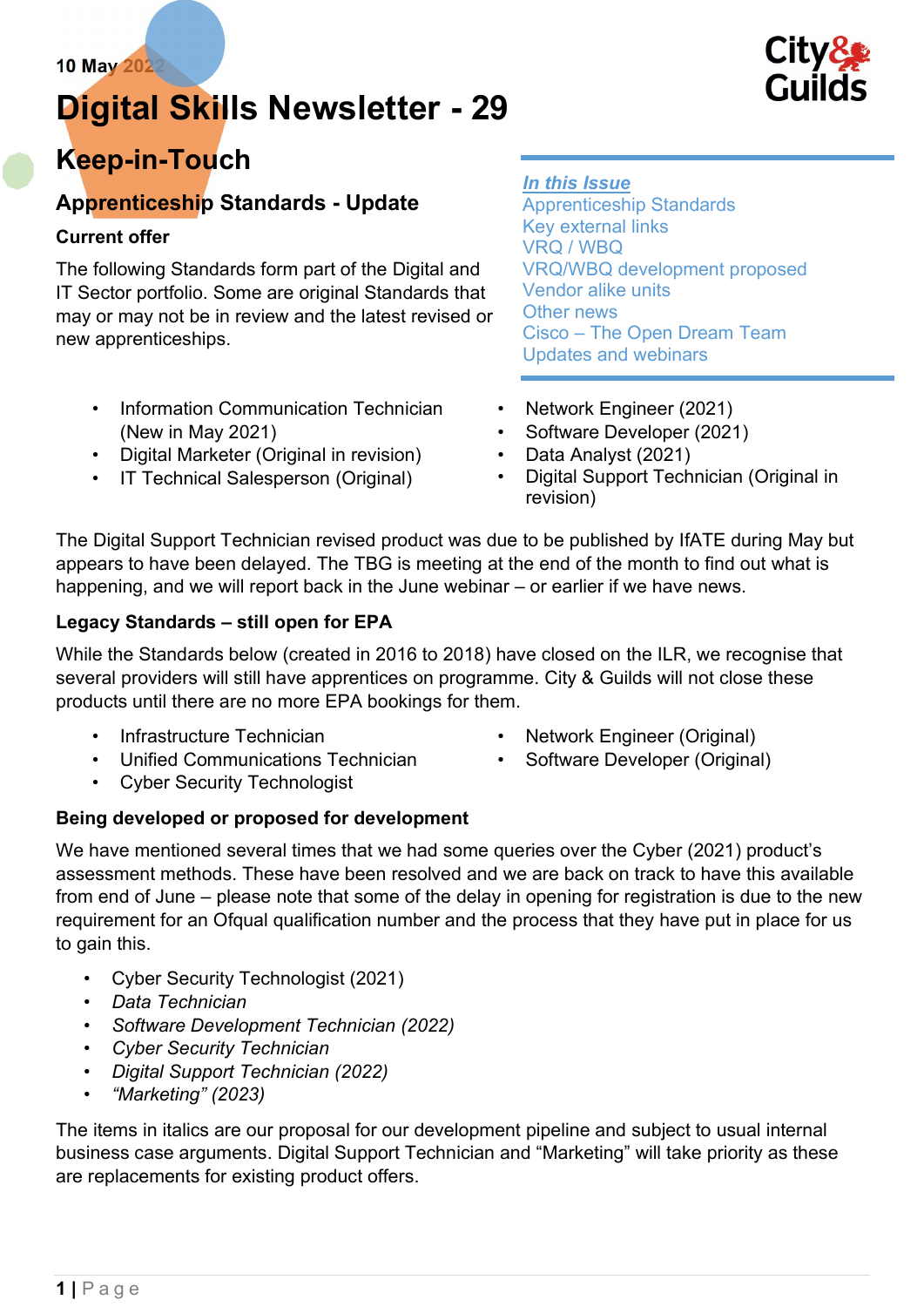10 May 2022

# Digital Skills Newsletter - 29

## Keep-in-Touch

*In this Issue*
- Apprenticeship Standards
- Key external links
- VRQ / WBQ
- VRQ/WBQ development proposed
- Vendor alike units
- Other news
- Cisco – The Open Dream Team
- Updates and webinars

### Apprenticeship Standards - Update

**Current offer**

The following Standards form part of the Digital and IT Sector portfolio. Some are original Standards that may or may not be in review and the latest revised or new apprenticeships.

- Information Communication Technician (New in May 2021)
- Digital Marketer (Original in revision)
- IT Technical Salesperson (Original)
- Network Engineer (2021)
- Software Developer (2021)
- Data Analyst (2021)
- Digital Support Technician (Original in revision)

The Digital Support Technician revised product was due to be published by IfATE during May but appears to have been delayed. The TBG is meeting at the end of the month to find out what is happening, and we will report back in the June webinar – or earlier if we have news.

**Legacy Standards – still open for EPA**

While the Standards below (created in 2016 to 2018) have closed on the ILR, we recognise that several providers will still have apprentices on programme. City & Guilds will not close these products until there are no more EPA bookings for them.

- Infrastructure Technician
- Unified Communications Technician
- Cyber Security Technologist
- Network Engineer (Original)
- Software Developer (Original)

**Being developed or proposed for development**

We have mentioned several times that we had some queries over the Cyber (2021) product's assessment methods. These have been resolved and we are back on track to have this available from end of June – please note that some of the delay in opening for registration is due to the new requirement for an Ofqual qualification number and the process that they have put in place for us to gain this.

- Cyber Security Technologist (2021)
- *Data Technician*
- *Software Development Technician (2022)*
- *Cyber Security Technician*
- *Digital Support Technician (2022)*
- *"Marketing" (2023)*

The items in italics are our proposal for our development pipeline and subject to usual internal business case arguments. Digital Support Technician and "Marketing" will take priority as these are replacements for existing product offers.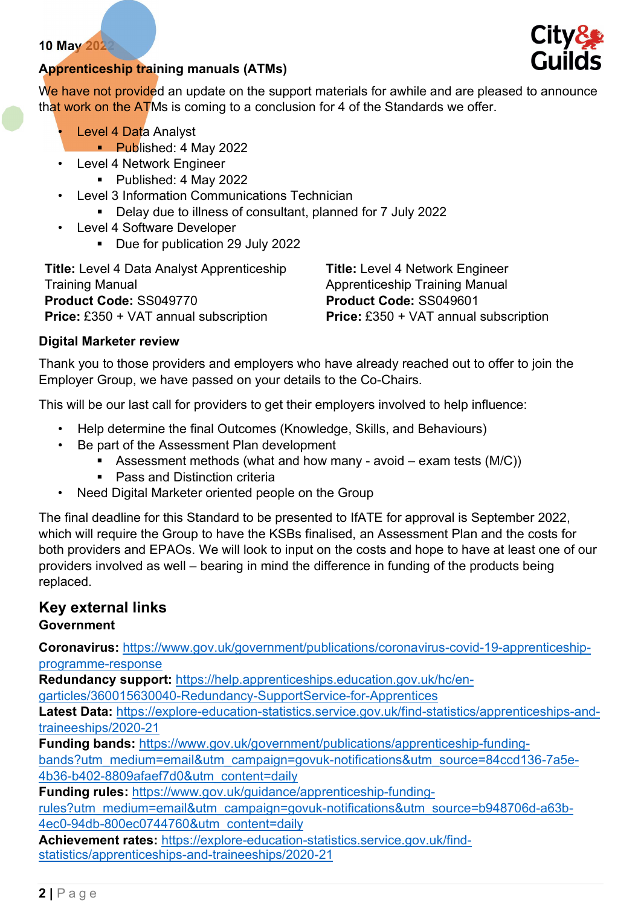10 May 2022

**Apprenticeship training manuals (ATMs)**

We have not provided an update on the support materials for awhile and are pleased to announce that work on the ATMs is coming to a conclusion for 4 of the Standards we offer.

- Level 4 Data Analyst
  - Published: 4 May 2022
- Level 4 Network Engineer
  - Published: 4 May 2022
- Level 3 Information Communications Technician
  - Delay due to illness of consultant, planned for 7 July 2022
- Level 4 Software Developer
  - Due for publication 29 July 2022

**Title:** Level 4 Data Analyst Apprenticeship Training Manual
**Product Code:** SS049770
**Price:** £350 + VAT annual subscription

**Title:** Level 4 Network Engineer Apprenticeship Training Manual
**Product Code:** SS049601
**Price:** £350 + VAT annual subscription

**Digital Marketer review**

Thank you to those providers and employers who have already reached out to offer to join the Employer Group, we have passed on your details to the Co-Chairs.

This will be our last call for providers to get their employers involved to help influence:

- Help determine the final Outcomes (Knowledge, Skills, and Behaviours)
- Be part of the Assessment Plan development
  - Assessment methods (what and how many - avoid – exam tests (M/C))
  - Pass and Distinction criteria
- Need Digital Marketer oriented people on the Group

The final deadline for this Standard to be presented to IfATE for approval is September 2022, which will require the Group to have the KSBs finalised, an Assessment Plan and the costs for both providers and EPAOs. We will look to input on the costs and hope to have at least one of our providers involved as well – bearing in mind the difference in funding of the products being replaced.

## Key external links

**Government**

**Coronavirus:** https://www.gov.uk/government/publications/coronavirus-covid-19-apprenticeship-programme-response
**Redundancy support:** https://help.apprenticeships.education.gov.uk/hc/en-garticles/360015630040-Redundancy-SupportService-for-Apprentices
**Latest Data:** https://explore-education-statistics.service.gov.uk/find-statistics/apprenticeships-and-traineeships/2020-21
**Funding bands:** https://www.gov.uk/government/publications/apprenticeship-funding-bands?utm_medium=email&utm_campaign=govuk-notifications&utm_source=84ccd136-7a5e-4b36-b402-8809afaef7d0&utm_content=daily
**Funding rules:** https://www.gov.uk/guidance/apprenticeship-funding-rules?utm_medium=email&utm_campaign=govuk-notifications&utm_source=b948706d-a63b-4ec0-94db-800ec0744760&utm_content=daily
**Achievement rates:** https://explore-education-statistics.service.gov.uk/find-statistics/apprenticeships-and-traineeships/2020-21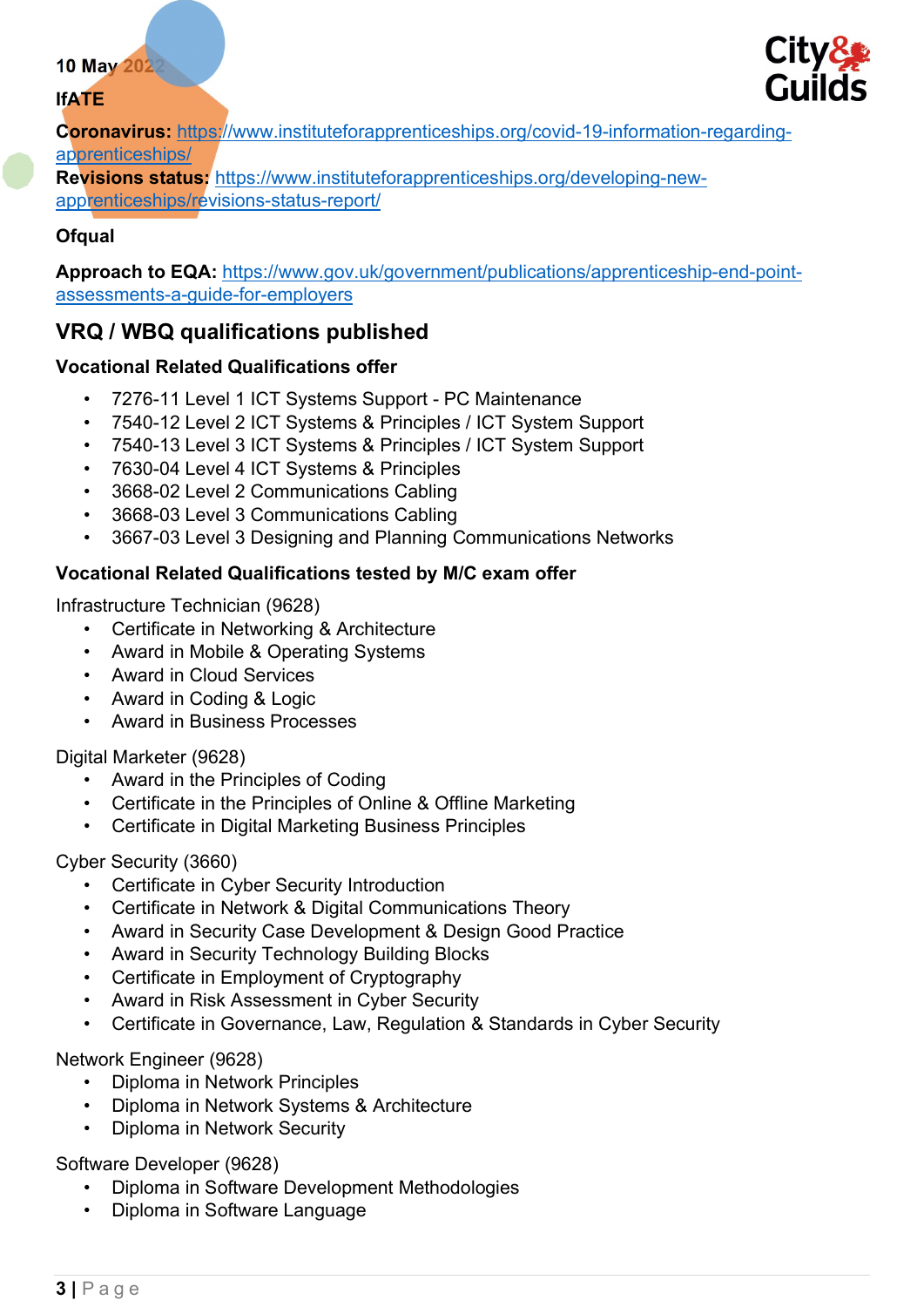**10 May 2022**

**IfATE**

**Coronavirus:** [https://www.instituteforapprenticeships.org/covid-19-information-regarding-apprenticeships/](https://www.instituteforapprenticeships.org/covid-19-information-regarding-apprenticeships/)
**Revisions status:** [https://www.instituteforapprenticeships.org/developing-new-apprenticeships/revisions-status-report/](https://www.instituteforapprenticeships.org/developing-new-apprenticeships/revisions-status-report/)

**Ofqual**

**Approach to EQA:** [https://www.gov.uk/government/publications/apprenticeship-end-point-assessments-a-guide-for-employers](https://www.gov.uk/government/publications/apprenticeship-end-point-assessments-a-guide-for-employers)

## VRQ / WBQ qualifications published

**Vocational Related Qualifications offer**

- 7276-11 Level 1 ICT Systems Support - PC Maintenance
- 7540-12 Level 2 ICT Systems & Principles / ICT System Support
- 7540-13 Level 3 ICT Systems & Principles / ICT System Support
- 7630-04 Level 4 ICT Systems & Principles
- 3668-02 Level 2 Communications Cabling
- 3668-03 Level 3 Communications Cabling
- 3667-03 Level 3 Designing and Planning Communications Networks

**Vocational Related Qualifications tested by M/C exam offer**

Infrastructure Technician (9628)

- Certificate in Networking & Architecture
- Award in Mobile & Operating Systems
- Award in Cloud Services
- Award in Coding & Logic
- Award in Business Processes

Digital Marketer (9628)

- Award in the Principles of Coding
- Certificate in the Principles of Online & Offline Marketing
- Certificate in Digital Marketing Business Principles

Cyber Security (3660)

- Certificate in Cyber Security Introduction
- Certificate in Network & Digital Communications Theory
- Award in Security Case Development & Design Good Practice
- Award in Security Technology Building Blocks
- Certificate in Employment of Cryptography
- Award in Risk Assessment in Cyber Security
- Certificate in Governance, Law, Regulation & Standards in Cyber Security

Network Engineer (9628)

- Diploma in Network Principles
- Diploma in Network Systems & Architecture
- Diploma in Network Security

Software Developer (9628)

- Diploma in Software Development Methodologies
- Diploma in Software Language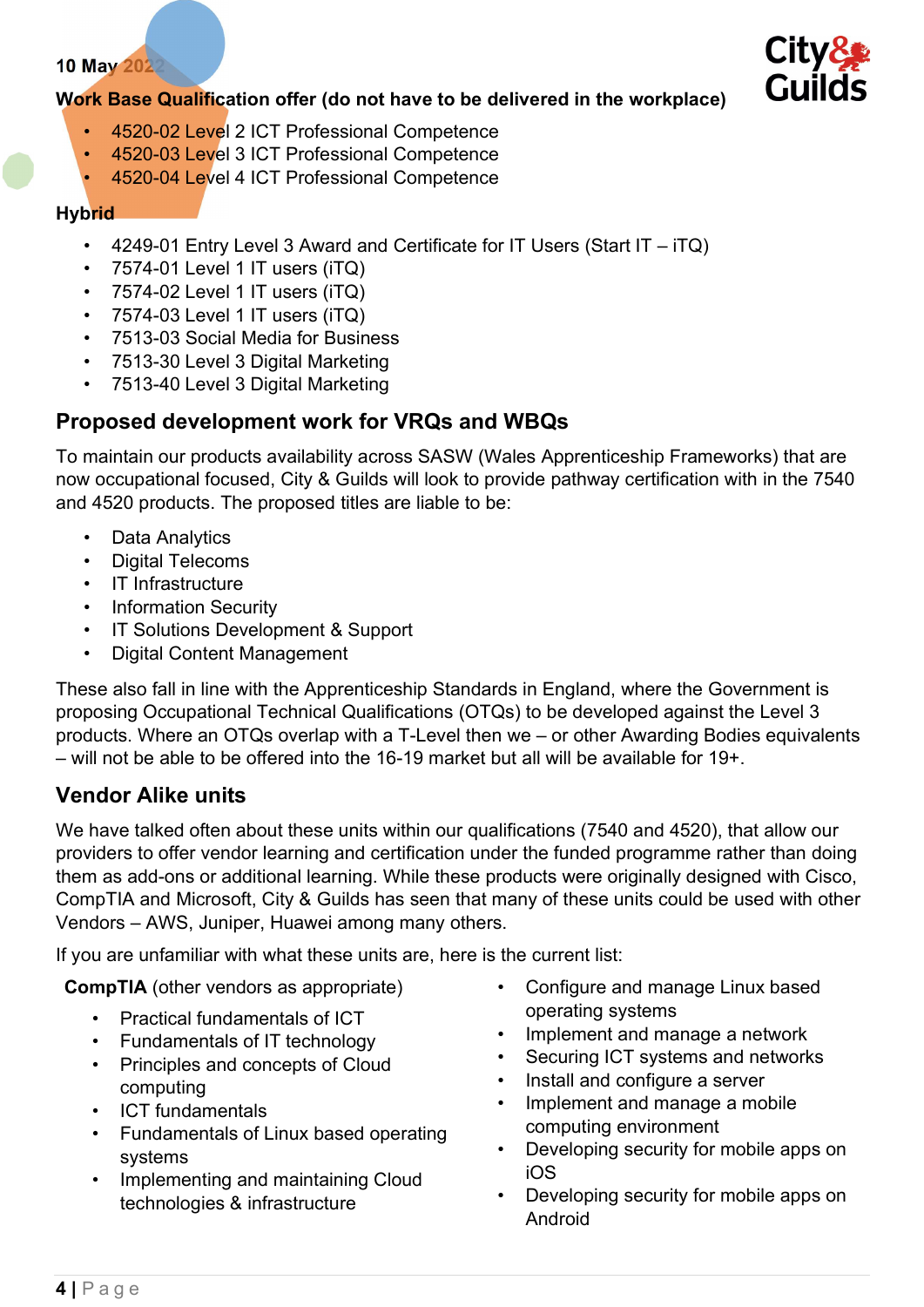10 May 2022

**Work Base Qualification offer (do not have to be delivered in the workplace)**

- 4520-02 Level 2 ICT Professional Competence
- 4520-03 Level 3 ICT Professional Competence
- 4520-04 Level 4 ICT Professional Competence

**Hybrid**

- 4249-01 Entry Level 3 Award and Certificate for IT Users (Start IT – iTQ)
- 7574-01 Level 1 IT users (iTQ)
- 7574-02 Level 1 IT users (iTQ)
- 7574-03 Level 1 IT users (iTQ)
- 7513-03 Social Media for Business
- 7513-30 Level 3 Digital Marketing
- 7513-40 Level 3 Digital Marketing

## Proposed development work for VRQs and WBQs

To maintain our products availability across SASW (Wales Apprenticeship Frameworks) that are now occupational focused, City & Guilds will look to provide pathway certification with in the 7540 and 4520 products. The proposed titles are liable to be:

- Data Analytics
- Digital Telecoms
- IT Infrastructure
- Information Security
- IT Solutions Development & Support
- Digital Content Management

These also fall in line with the Apprenticeship Standards in England, where the Government is proposing Occupational Technical Qualifications (OTQs) to be developed against the Level 3 products. Where an OTQs overlap with a T-Level then we – or other Awarding Bodies equivalents – will not be able to be offered into the 16-19 market but all will be available for 19+.

## Vendor Alike units

We have talked often about these units within our qualifications (7540 and 4520), that allow our providers to offer vendor learning and certification under the funded programme rather than doing them as add-ons or additional learning. While these products were originally designed with Cisco, CompTIA and Microsoft, City & Guilds has seen that many of these units could be used with other Vendors – AWS, Juniper, Huawei among many others.

If you are unfamiliar with what these units are, here is the current list:

**CompTIA** (other vendors as appropriate)

- Practical fundamentals of ICT
- Fundamentals of IT technology
- Principles and concepts of Cloud computing
- ICT fundamentals
- Fundamentals of Linux based operating systems
- Implementing and maintaining Cloud technologies & infrastructure
- Configure and manage Linux based operating systems
- Implement and manage a network
- Securing ICT systems and networks
- Install and configure a server
- Implement and manage a mobile computing environment
- Developing security for mobile apps on iOS
- Developing security for mobile apps on Android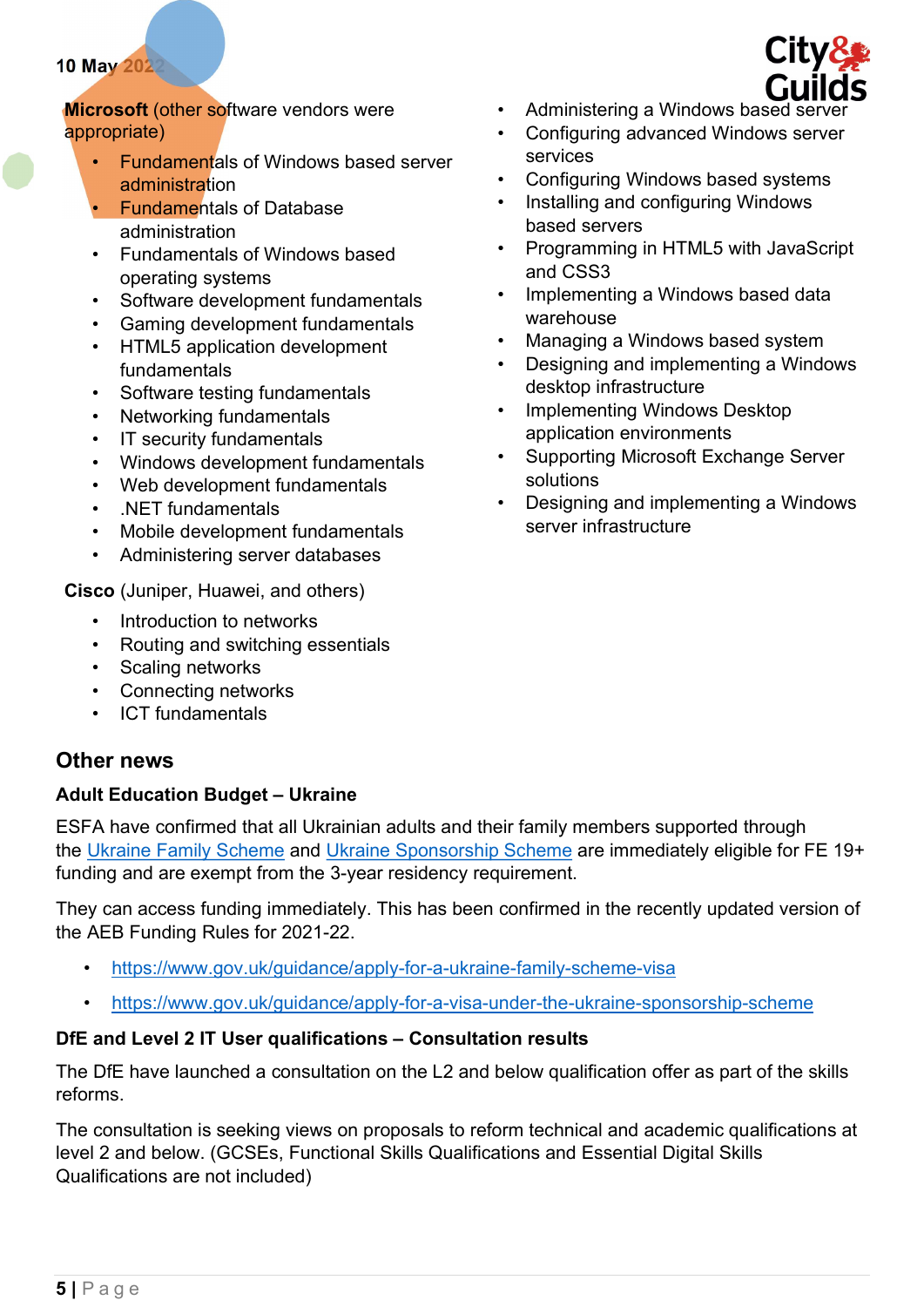**Microsoft** (other software vendors were appropriate)

- Fundamentals of Windows based server administration
- Fundamentals of Database administration
- Fundamentals of Windows based operating systems
- Software development fundamentals
- Gaming development fundamentals
- HTML5 application development fundamentals
- Software testing fundamentals
- Networking fundamentals
- IT security fundamentals
- Windows development fundamentals
- Web development fundamentals
- .NET fundamentals
- Mobile development fundamentals
- Administering server databases
- Administering a Windows based server
- Configuring advanced Windows server services
- Configuring Windows based systems
- Installing and configuring Windows based servers
- Programming in HTML5 with JavaScript and CSS3
- Implementing a Windows based data warehouse
- Managing a Windows based system
- Designing and implementing a Windows desktop infrastructure
- Implementing Windows Desktop application environments
- Supporting Microsoft Exchange Server solutions
- Designing and implementing a Windows server infrastructure

**Cisco** (Juniper, Huawei, and others)

- Introduction to networks
- Routing and switching essentials
- Scaling networks
- Connecting networks
- ICT fundamentals

## Other news

### Adult Education Budget – Ukraine

ESFA have confirmed that all Ukrainian adults and their family members supported through the Ukraine Family Scheme and Ukraine Sponsorship Scheme are immediately eligible for FE 19+ funding and are exempt from the 3-year residency requirement.

They can access funding immediately. This has been confirmed in the recently updated version of the AEB Funding Rules for 2021-22.

- https://www.gov.uk/guidance/apply-for-a-ukraine-family-scheme-visa
- https://www.gov.uk/guidance/apply-for-a-visa-under-the-ukraine-sponsorship-scheme

### DfE and Level 2 IT User qualifications – Consultation results

The DfE have launched a consultation on the L2 and below qualification offer as part of the skills reforms.

The consultation is seeking views on proposals to reform technical and academic qualifications at level 2 and below. (GCSEs, Functional Skills Qualifications and Essential Digital Skills Qualifications are not included)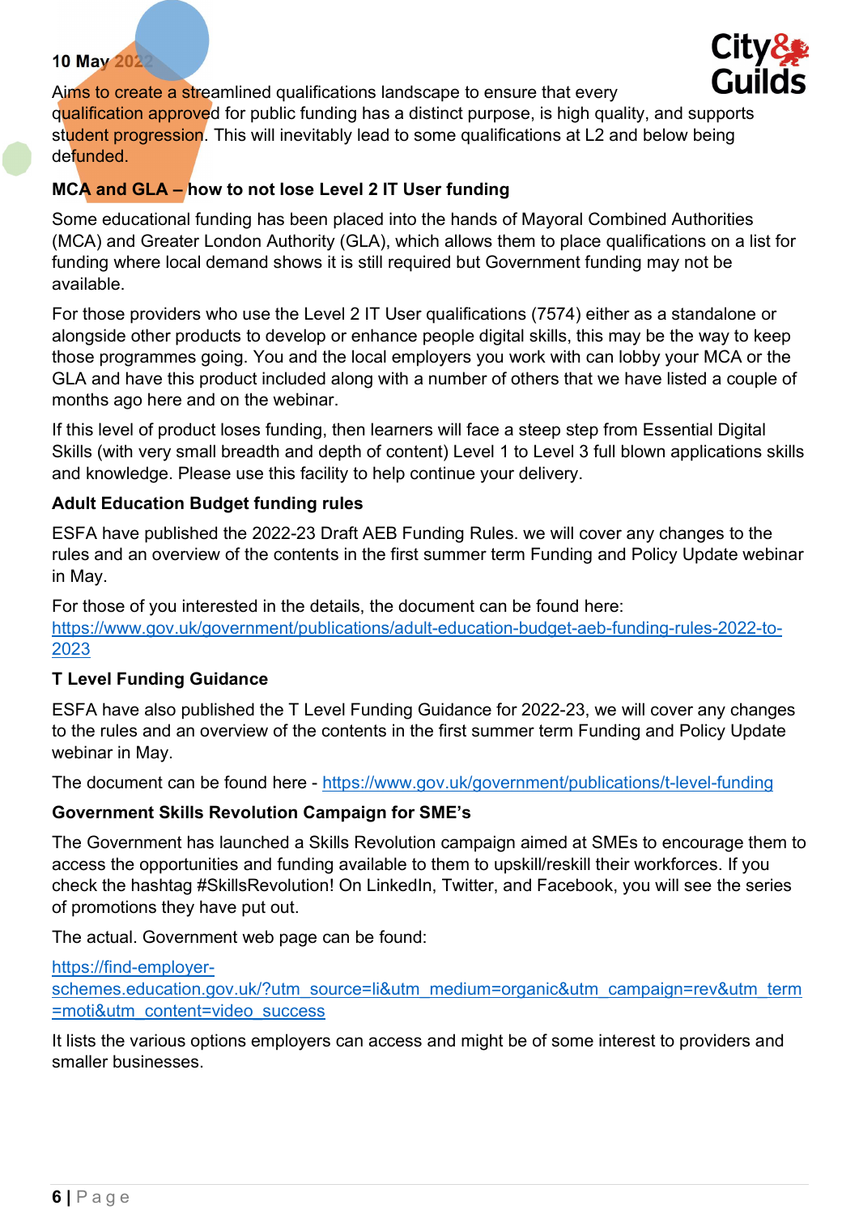10 May 2022

Aims to create a streamlined qualifications landscape to ensure that every qualification approved for public funding has a distinct purpose, is high quality, and supports student progression. This will inevitably lead to some qualifications at L2 and below being defunded.

### MCA and GLA – how to not lose Level 2 IT User funding

Some educational funding has been placed into the hands of Mayoral Combined Authorities (MCA) and Greater London Authority (GLA), which allows them to place qualifications on a list for funding where local demand shows it is still required but Government funding may not be available.

For those providers who use the Level 2 IT User qualifications (7574) either as a standalone or alongside other products to develop or enhance people digital skills, this may be the way to keep those programmes going. You and the local employers you work with can lobby your MCA or the GLA and have this product included along with a number of others that we have listed a couple of months ago here and on the webinar.

If this level of product loses funding, then learners will face a steep step from Essential Digital Skills (with very small breadth and depth of content) Level 1 to Level 3 full blown applications skills and knowledge. Please use this facility to help continue your delivery.

### Adult Education Budget funding rules

ESFA have published the 2022-23 Draft AEB Funding Rules. we will cover any changes to the rules and an overview of the contents in the first summer term Funding and Policy Update webinar in May.

For those of you interested in the details, the document can be found here: https://www.gov.uk/government/publications/adult-education-budget-aeb-funding-rules-2022-to-2023

### T Level Funding Guidance

ESFA have also published the T Level Funding Guidance for 2022-23, we will cover any changes to the rules and an overview of the contents in the first summer term Funding and Policy Update webinar in May.

The document can be found here - https://www.gov.uk/government/publications/t-level-funding

### Government Skills Revolution Campaign for SME's

The Government has launched a Skills Revolution campaign aimed at SMEs to encourage them to access the opportunities and funding available to them to upskill/reskill their workforces. If you check the hashtag #SkillsRevolution! On LinkedIn, Twitter, and Facebook, you will see the series of promotions they have put out.

The actual. Government web page can be found:

https://find-employer-schemes.education.gov.uk/?utm_source=li&utm_medium=organic&utm_campaign=rev&utm_term=moti&utm_content=video_success

It lists the various options employers can access and might be of some interest to providers and smaller businesses.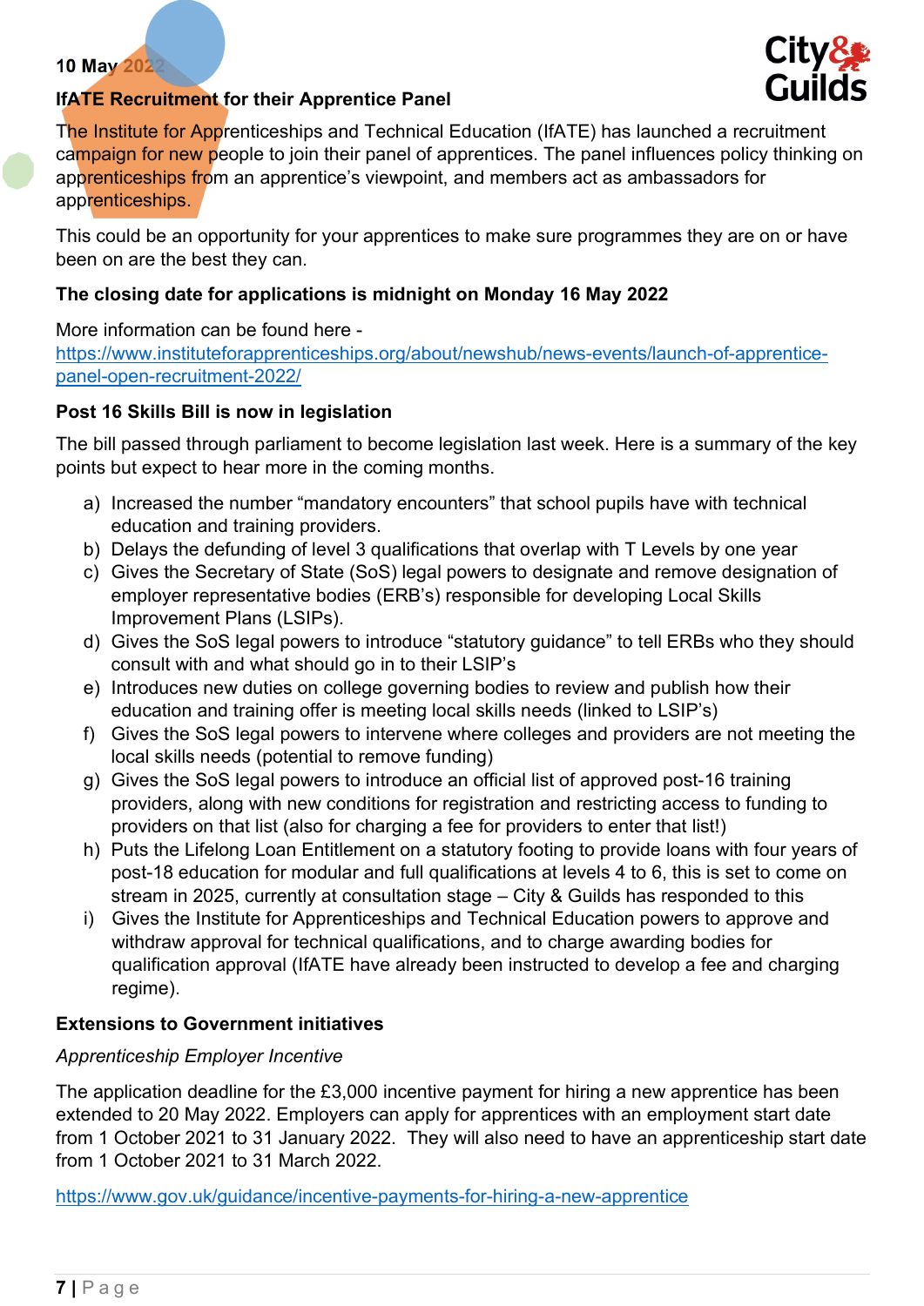10 May 2022

**IfATE Recruitment for their Apprentice Panel**

The Institute for Apprenticeships and Technical Education (IfATE) has launched a recruitment campaign for new people to join their panel of apprentices. The panel influences policy thinking on apprenticeships from an apprentice's viewpoint, and members act as ambassadors for apprenticeships.

This could be an opportunity for your apprentices to make sure programmes they are on or have been on are the best they can.

**The closing date for applications is midnight on Monday 16 May 2022**

More information can be found here - https://www.instituteforapprenticeships.org/about/newshub/news-events/launch-of-apprentice-panel-open-recruitment-2022/

**Post 16 Skills Bill is now in legislation**

The bill passed through parliament to become legislation last week. Here is a summary of the key points but expect to hear more in the coming months.

a) Increased the number "mandatory encounters" that school pupils have with technical education and training providers.
b) Delays the defunding of level 3 qualifications that overlap with T Levels by one year
c) Gives the Secretary of State (SoS) legal powers to designate and remove designation of employer representative bodies (ERB's) responsible for developing Local Skills Improvement Plans (LSIPs).
d) Gives the SoS legal powers to introduce "statutory guidance" to tell ERBs who they should consult with and what should go in to their LSIP's
e) Introduces new duties on college governing bodies to review and publish how their education and training offer is meeting local skills needs (linked to LSIP's)
f) Gives the SoS legal powers to intervene where colleges and providers are not meeting the local skills needs (potential to remove funding)
g) Gives the SoS legal powers to introduce an official list of approved post-16 training providers, along with new conditions for registration and restricting access to funding to providers on that list (also for charging a fee for providers to enter that list!)
h) Puts the Lifelong Loan Entitlement on a statutory footing to provide loans with four years of post-18 education for modular and full qualifications at levels 4 to 6, this is set to come on stream in 2025, currently at consultation stage – City & Guilds has responded to this
i) Gives the Institute for Apprenticeships and Technical Education powers to approve and withdraw approval for technical qualifications, and to charge awarding bodies for qualification approval (IfATE have already been instructed to develop a fee and charging regime).

**Extensions to Government initiatives**

*Apprenticeship Employer Incentive*

The application deadline for the £3,000 incentive payment for hiring a new apprentice has been extended to 20 May 2022. Employers can apply for apprentices with an employment start date from 1 October 2021 to 31 January 2022. They will also need to have an apprenticeship start date from 1 October 2021 to 31 March 2022.

https://www.gov.uk/guidance/incentive-payments-for-hiring-a-new-apprentice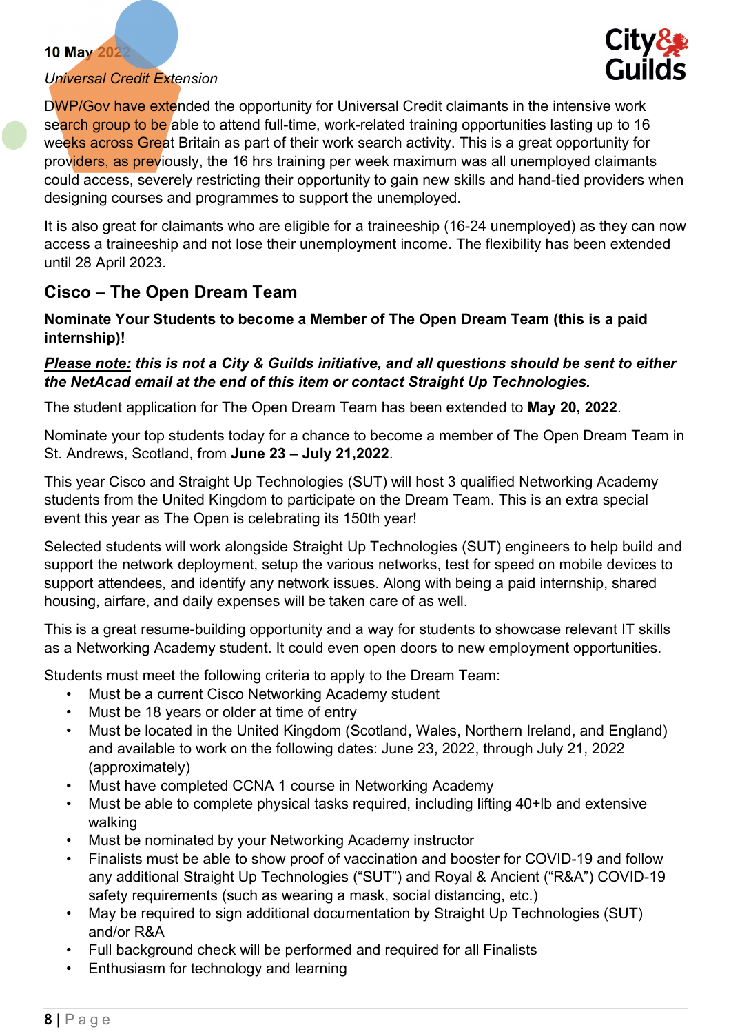**10 May 2022**

*Universal Credit Extension*

DWP/Gov have extended the opportunity for Universal Credit claimants in the intensive work search group to be able to attend full-time, work-related training opportunities lasting up to 16 weeks across Great Britain as part of their work search activity. This is a great opportunity for providers, as previously, the 16 hrs training per week maximum was all unemployed claimants could access, severely restricting their opportunity to gain new skills and hand-tied providers when designing courses and programmes to support the unemployed.

It is also great for claimants who are eligible for a traineeship (16-24 unemployed) as they can now access a traineeship and not lose their unemployment income. The flexibility has been extended until 28 April 2023.

## Cisco – The Open Dream Team

**Nominate Your Students to become a Member of The Open Dream Team (this is a paid internship)!**

***<u>Please note:</u> this is not a City & Guilds initiative, and all questions should be sent to either the NetAcad email at the end of this item or contact Straight Up Technologies.***

The student application for The Open Dream Team has been extended to **May 20, 2022**.

Nominate your top students today for a chance to become a member of The Open Dream Team in St. Andrews, Scotland, from **June 23 – July 21,2022**.

This year Cisco and Straight Up Technologies (SUT) will host 3 qualified Networking Academy students from the United Kingdom to participate on the Dream Team. This is an extra special event this year as The Open is celebrating its 150th year!

Selected students will work alongside Straight Up Technologies (SUT) engineers to help build and support the network deployment, setup the various networks, test for speed on mobile devices to support attendees, and identify any network issues. Along with being a paid internship, shared housing, airfare, and daily expenses will be taken care of as well.

This is a great resume-building opportunity and a way for students to showcase relevant IT skills as a Networking Academy student. It could even open doors to new employment opportunities.

Students must meet the following criteria to apply to the Dream Team:

- Must be a current Cisco Networking Academy student
- Must be 18 years or older at time of entry
- Must be located in the United Kingdom (Scotland, Wales, Northern Ireland, and England) and available to work on the following dates: June 23, 2022, through July 21, 2022 (approximately)
- Must have completed CCNA 1 course in Networking Academy
- Must be able to complete physical tasks required, including lifting 40+lb and extensive walking
- Must be nominated by your Networking Academy instructor
- Finalists must be able to show proof of vaccination and booster for COVID-19 and follow any additional Straight Up Technologies ("SUT") and Royal & Ancient ("R&A") COVID-19 safety requirements (such as wearing a mask, social distancing, etc.)
- May be required to sign additional documentation by Straight Up Technologies (SUT) and/or R&A
- Full background check will be performed and required for all Finalists
- Enthusiasm for technology and learning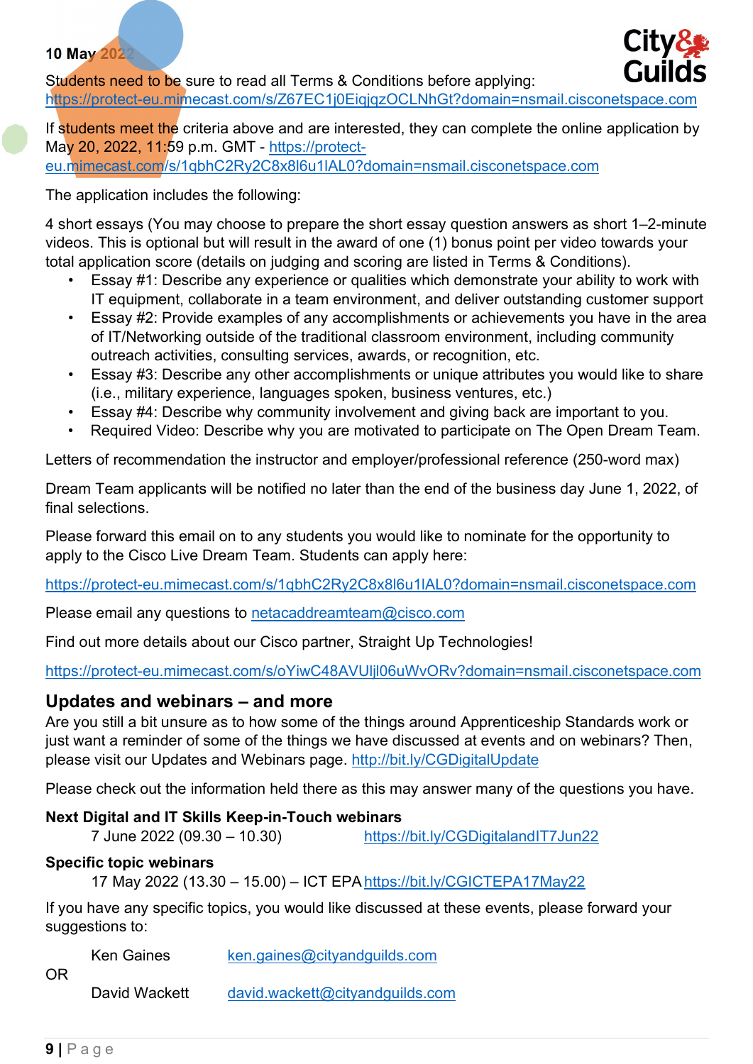10 May 2022

Students need to be sure to read all Terms & Conditions before applying: https://protect-eu.mimecast.com/s/Z67EC1j0EiqjqzOCLNhGt?domain=nsmail.cisconetspace.com

If students meet the criteria above and are interested, they can complete the online application by May 20, 2022, 11:59 p.m. GMT - https://protect-eu.mimecast.com/s/1qbhC2Ry2C8x8l6u1lAL0?domain=nsmail.cisconetspace.com

The application includes the following:

4 short essays (You may choose to prepare the short essay question answers as short 1–2-minute videos. This is optional but will result in the award of one (1) bonus point per video towards your total application score (details on judging and scoring are listed in Terms & Conditions).

- Essay #1: Describe any experience or qualities which demonstrate your ability to work with IT equipment, collaborate in a team environment, and deliver outstanding customer support
- Essay #2: Provide examples of any accomplishments or achievements you have in the area of IT/Networking outside of the traditional classroom environment, including community outreach activities, consulting services, awards, or recognition, etc.
- Essay #3: Describe any other accomplishments or unique attributes you would like to share (i.e., military experience, languages spoken, business ventures, etc.)
- Essay #4: Describe why community involvement and giving back are important to you.
- Required Video: Describe why you are motivated to participate on The Open Dream Team.

Letters of recommendation the instructor and employer/professional reference (250-word max)

Dream Team applicants will be notified no later than the end of the business day June 1, 2022, of final selections.

Please forward this email on to any students you would like to nominate for the opportunity to apply to the Cisco Live Dream Team. Students can apply here:

https://protect-eu.mimecast.com/s/1qbhC2Ry2C8x8l6u1lAL0?domain=nsmail.cisconetspace.com

Please email any questions to netacaddreamteam@cisco.com

Find out more details about our Cisco partner, Straight Up Technologies!

https://protect-eu.mimecast.com/s/oYiwC48AVUljl06uWvORv?domain=nsmail.cisconetspace.com

## Updates and webinars – and more

Are you still a bit unsure as to how some of the things around Apprenticeship Standards work or just want a reminder of some of the things we have discussed at events and on webinars? Then, please visit our Updates and Webinars page. http://bit.ly/CGDigitalUpdate

Please check out the information held there as this may answer many of the questions you have.

**Next Digital and IT Skills Keep-in-Touch webinars**

7 June 2022 (09.30 – 10.30) https://bit.ly/CGDigitalandIT7Jun22

**Specific topic webinars**

17 May 2022 (13.30 – 15.00) – ICT EPA https://bit.ly/CGICTEPA17May22

If you have any specific topics, you would like discussed at these events, please forward your suggestions to:

Ken Gaines ken.gaines@cityandguilds.com

OR

David Wackett david.wackett@cityandguilds.com